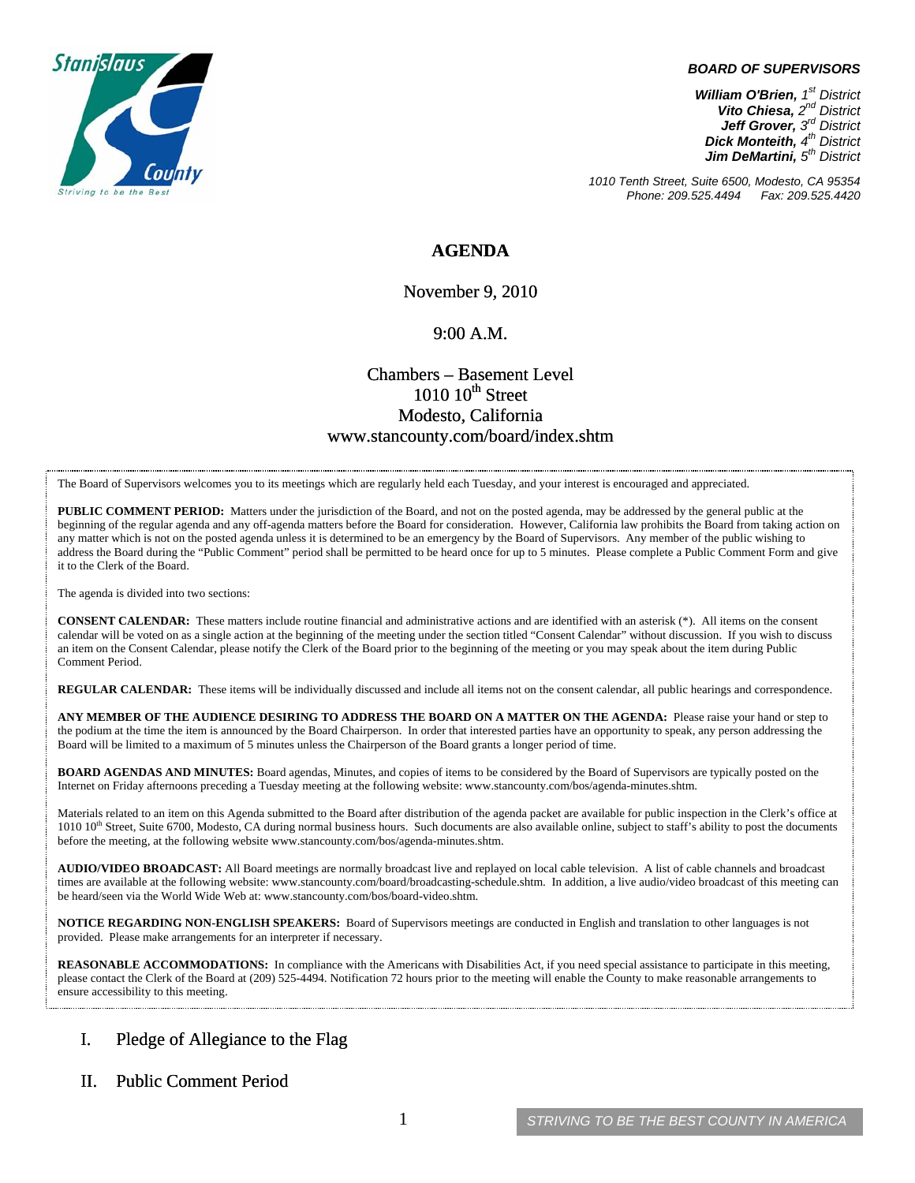Stanislaus County
Striving to be the Best

**BOARD OF SUPERVISORS**

***William O'Brien,*** *1st District*
***Vito Chiesa,*** *2nd District*
***Jeff Grover,*** *3rd District*
***Dick Monteith,*** *4th District*
***Jim DeMartini,*** *5th District*

*1010 Tenth Street, Suite 6500, Modesto, CA 95354*
*Phone: 209.525.4494 Fax: 209.525.4420*

# AGENDA

November 9, 2010

9:00 A.M.

Chambers – Basement Level
1010 10th Street
Modesto, California
www.stancounty.com/board/index.shtm

The Board of Supervisors welcomes you to its meetings which are regularly held each Tuesday, and your interest is encouraged and appreciated.

**PUBLIC COMMENT PERIOD:** Matters under the jurisdiction of the Board, and not on the posted agenda, may be addressed by the general public at the beginning of the regular agenda and any off-agenda matters before the Board for consideration. However, California law prohibits the Board from taking action on any matter which is not on the posted agenda unless it is determined to be an emergency by the Board of Supervisors. Any member of the public wishing to address the Board during the "Public Comment" period shall be permitted to be heard once for up to 5 minutes. Please complete a Public Comment Form and give it to the Clerk of the Board.

The agenda is divided into two sections:

**CONSENT CALENDAR:** These matters include routine financial and administrative actions and are identified with an asterisk (*). All items on the consent calendar will be voted on as a single action at the beginning of the meeting under the section titled "Consent Calendar" without discussion. If you wish to discuss an item on the Consent Calendar, please notify the Clerk of the Board prior to the beginning of the meeting or you may speak about the item during Public Comment Period.

**REGULAR CALENDAR:** These items will be individually discussed and include all items not on the consent calendar, all public hearings and correspondence.

**ANY MEMBER OF THE AUDIENCE DESIRING TO ADDRESS THE BOARD ON A MATTER ON THE AGENDA:** Please raise your hand or step to the podium at the time the item is announced by the Board Chairperson. In order that interested parties have an opportunity to speak, any person addressing the Board will be limited to a maximum of 5 minutes unless the Chairperson of the Board grants a longer period of time.

**BOARD AGENDAS AND MINUTES:** Board agendas, Minutes, and copies of items to be considered by the Board of Supervisors are typically posted on the Internet on Friday afternoons preceding a Tuesday meeting at the following website: www.stancounty.com/bos/agenda-minutes.shtm.

Materials related to an item on this Agenda submitted to the Board after distribution of the agenda packet are available for public inspection in the Clerk's office at 1010 10th Street, Suite 6700, Modesto, CA during normal business hours. Such documents are also available online, subject to staff's ability to post the documents before the meeting, at the following website www.stancounty.com/bos/agenda-minutes.shtm.

**AUDIO/VIDEO BROADCAST:** All Board meetings are normally broadcast live and replayed on local cable television. A list of cable channels and broadcast times are available at the following website: www.stancounty.com/board/broadcasting-schedule.shtm. In addition, a live audio/video broadcast of this meeting can be heard/seen via the World Wide Web at: www.stancounty.com/bos/board-video.shtm.

**NOTICE REGARDING NON-ENGLISH SPEAKERS:** Board of Supervisors meetings are conducted in English and translation to other languages is not provided. Please make arrangements for an interpreter if necessary.

**REASONABLE ACCOMMODATIONS:** In compliance with the Americans with Disabilities Act, if you need special assistance to participate in this meeting, please contact the Clerk of the Board at (209) 525-4494. Notification 72 hours prior to the meeting will enable the County to make reasonable arrangements to ensure accessibility to this meeting.

## I. Pledge of Allegiance to the Flag

## II. Public Comment Period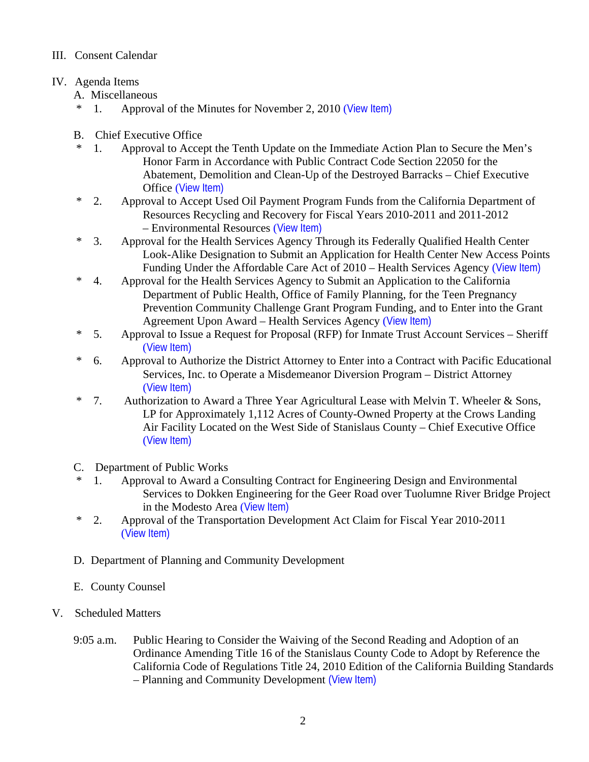III. Consent Calendar

IV. Agenda Items

A. Miscellaneous

\* 1. Approval of the Minutes for November 2, 2010 (View Item)

B. Chief Executive Office

\* 1. Approval to Accept the Tenth Update on the Immediate Action Plan to Secure the Men's Honor Farm in Accordance with Public Contract Code Section 22050 for the Abatement, Demolition and Clean-Up of the Destroyed Barracks – Chief Executive Office (View Item)

\* 2. Approval to Accept Used Oil Payment Program Funds from the California Department of Resources Recycling and Recovery for Fiscal Years 2010-2011 and 2011-2012 – Environmental Resources (View Item)

\* 3. Approval for the Health Services Agency Through its Federally Qualified Health Center Look-Alike Designation to Submit an Application for Health Center New Access Points Funding Under the Affordable Care Act of 2010 – Health Services Agency (View Item)

\* 4. Approval for the Health Services Agency to Submit an Application to the California Department of Public Health, Office of Family Planning, for the Teen Pregnancy Prevention Community Challenge Grant Program Funding, and to Enter into the Grant Agreement Upon Award – Health Services Agency (View Item)

\* 5. Approval to Issue a Request for Proposal (RFP) for Inmate Trust Account Services – Sheriff (View Item)

\* 6. Approval to Authorize the District Attorney to Enter into a Contract with Pacific Educational Services, Inc. to Operate a Misdemeanor Diversion Program – District Attorney (View Item)

\* 7. Authorization to Award a Three Year Agricultural Lease with Melvin T. Wheeler & Sons, LP for Approximately 1,112 Acres of County-Owned Property at the Crows Landing Air Facility Located on the West Side of Stanislaus County – Chief Executive Office (View Item)

C. Department of Public Works

\* 1. Approval to Award a Consulting Contract for Engineering Design and Environmental Services to Dokken Engineering for the Geer Road over Tuolumne River Bridge Project in the Modesto Area (View Item)

\* 2. Approval of the Transportation Development Act Claim for Fiscal Year 2010-2011 (View Item)

D. Department of Planning and Community Development

E. County Counsel

V. Scheduled Matters

9:05 a.m. Public Hearing to Consider the Waiving of the Second Reading and Adoption of an Ordinance Amending Title 16 of the Stanislaus County Code to Adopt by Reference the California Code of Regulations Title 24, 2010 Edition of the California Building Standards – Planning and Community Development (View Item)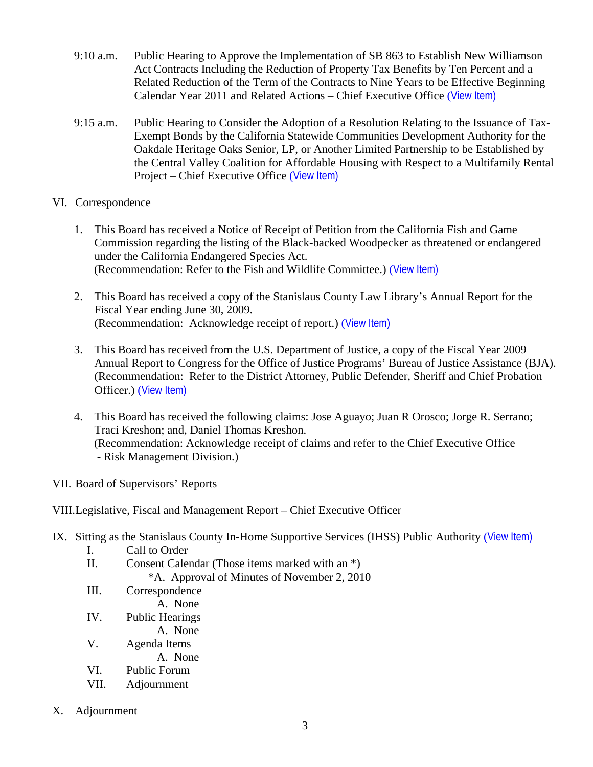9:10 a.m. Public Hearing to Approve the Implementation of SB 863 to Establish New Williamson Act Contracts Including the Reduction of Property Tax Benefits by Ten Percent and a Related Reduction of the Term of the Contracts to Nine Years to be Effective Beginning Calendar Year 2011 and Related Actions – Chief Executive Office (View Item)

9:15 a.m. Public Hearing to Consider the Adoption of a Resolution Relating to the Issuance of Tax-Exempt Bonds by the California Statewide Communities Development Authority for the Oakdale Heritage Oaks Senior, LP, or Another Limited Partnership to be Established by the Central Valley Coalition for Affordable Housing with Respect to a Multifamily Rental Project – Chief Executive Office (View Item)

VI. Correspondence

1. This Board has received a Notice of Receipt of Petition from the California Fish and Game Commission regarding the listing of the Black-backed Woodpecker as threatened or endangered under the California Endangered Species Act.
   (Recommendation: Refer to the Fish and Wildlife Committee.) (View Item)

2. This Board has received a copy of the Stanislaus County Law Library's Annual Report for the Fiscal Year ending June 30, 2009.
   (Recommendation: Acknowledge receipt of report.) (View Item)

3. This Board has received from the U.S. Department of Justice, a copy of the Fiscal Year 2009 Annual Report to Congress for the Office of Justice Programs' Bureau of Justice Assistance (BJA).
   (Recommendation: Refer to the District Attorney, Public Defender, Sheriff and Chief Probation Officer.) (View Item)

4. This Board has received the following claims: Jose Aguayo; Juan R Orosco; Jorge R. Serrano; Traci Kreshon; and, Daniel Thomas Kreshon.
   (Recommendation: Acknowledge receipt of claims and refer to the Chief Executive Office - Risk Management Division.)

VII. Board of Supervisors' Reports

VIII. Legislative, Fiscal and Management Report – Chief Executive Officer

IX. Sitting as the Stanislaus County In-Home Supportive Services (IHSS) Public Authority (View Item)

- I. Call to Order
- II. Consent Calendar (Those items marked with an *)
  - *A. Approval of Minutes of November 2, 2010
- III. Correspondence
  - A. None
- IV. Public Hearings
  - A. None
- V. Agenda Items
  - A. None
- VI. Public Forum
- VII. Adjournment

X. Adjournment